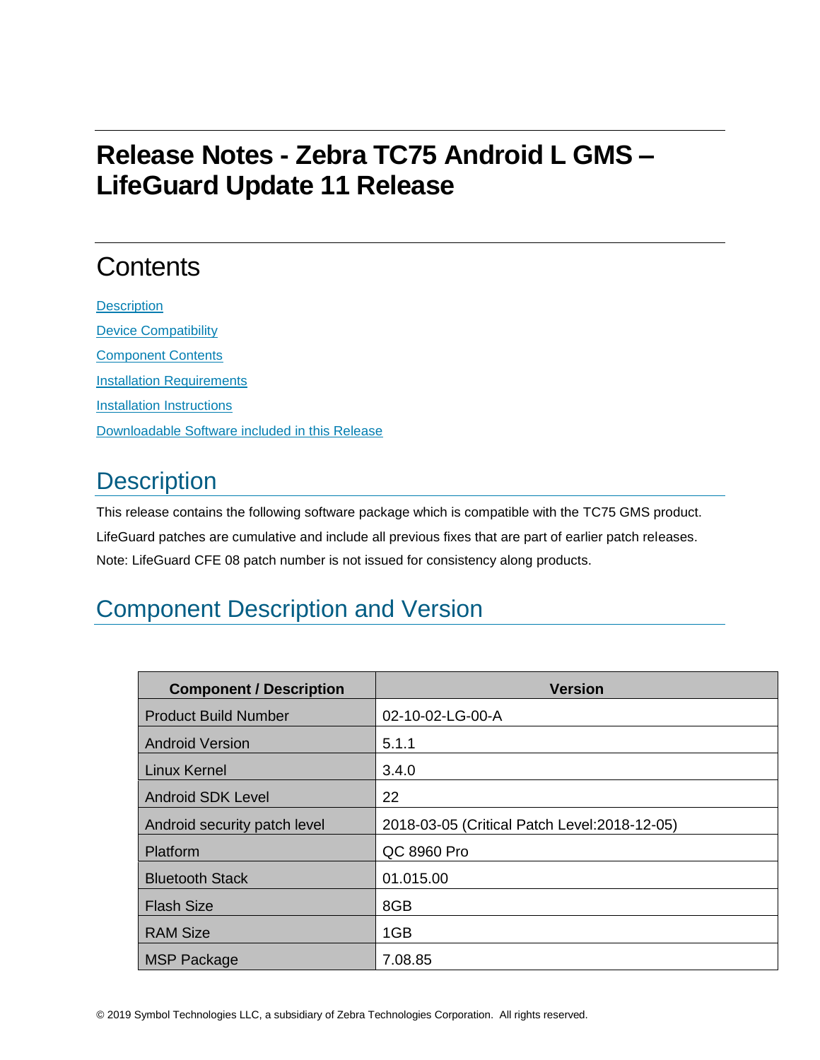# Release Notes - Zebra TC75 Android L GMS – LifeGuard Update 11 Release

## Contents

[Description](#description)

[Device Compatibility](#device-compatibility)

[Component Contents](#component-contents)

[Installation Requirements](#installation-requirements)

[Installation Instructions](#installation-instructions)

[Downloadable Software included in this Release](#downloadable-software-included-in-this-release)

## Description

This release contains the following software package which is compatible with the TC75 GMS product.

LifeGuard patches are cumulative and include all previous fixes that are part of earlier patch releases.

Note: LifeGuard CFE 08 patch number is not issued for consistency along products.

## Component Description and Version

| Component / Description | Version |
|---|---|
| Product Build Number | 02-10-02-LG-00-A |
| Android Version | 5.1.1 |
| Linux Kernel | 3.4.0 |
| Android SDK Level | 22 |
| Android security patch level | 2018-03-05 (Critical Patch Level:2018-12-05) |
| Platform | QC 8960 Pro |
| Bluetooth Stack | 01.015.00 |
| Flash Size | 8GB |
| RAM Size | 1GB |
| MSP Package | 7.08.85 |

© 2019 Symbol Technologies LLC, a subsidiary of Zebra Technologies Corporation. All rights reserved.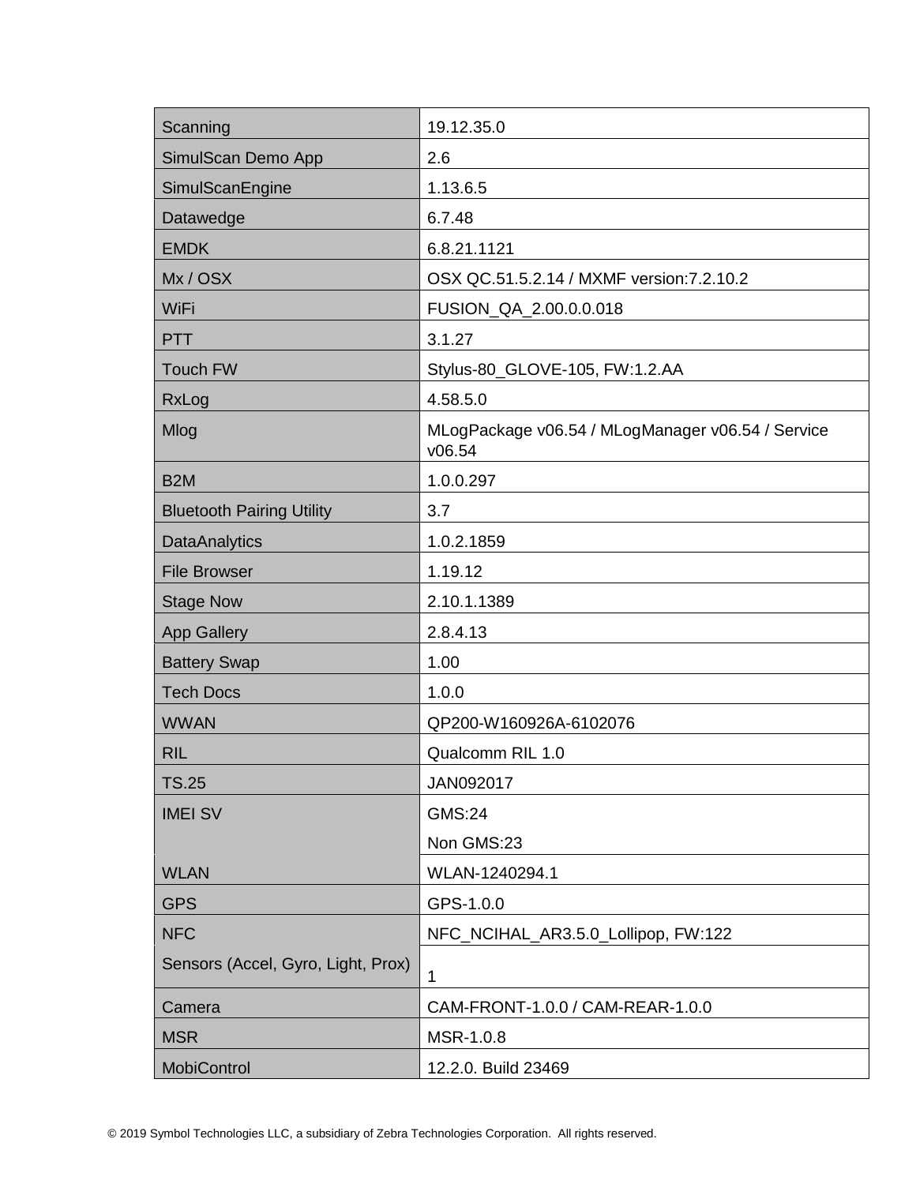| Scanning | 19.12.35.0 |
|---|---|
| SimulScan Demo App | 2.6 |
| SimulScanEngine | 1.13.6.5 |
| Datawedge | 6.7.48 |
| EMDK | 6.8.21.1121 |
| Mx / OSX | OSX QC.51.5.2.14 / MXMF version:7.2.10.2 |
| WiFi | FUSION_QA_2.00.0.0.018 |
| PTT | 3.1.27 |
| Touch FW | Stylus-80_GLOVE-105, FW:1.2.AA |
| RxLog | 4.58.5.0 |
| Mlog | MLogPackage v06.54 / MLogManager v06.54 / Service v06.54 |
| B2M | 1.0.0.297 |
| Bluetooth Pairing Utility | 3.7 |
| DataAnalytics | 1.0.2.1859 |
| File Browser | 1.19.12 |
| Stage Now | 2.10.1.1389 |
| App Gallery | 2.8.4.13 |
| Battery Swap | 1.00 |
| Tech Docs | 1.0.0 |
| WWAN | QP200-W160926A-6102076 |
| RIL | Qualcomm RIL 1.0 |
| TS.25 | JAN092017 |
| IMEI SV | GMS:24<br>Non GMS:23 |
| WLAN | WLAN-1240294.1 |
| GPS | GPS-1.0.0 |
| NFC | NFC_NCIHAL_AR3.5.0_Lollipop, FW:122 |
| Sensors (Accel, Gyro, Light, Prox) | 1 |
| Camera | CAM-FRONT-1.0.0 / CAM-REAR-1.0.0 |
| MSR | MSR-1.0.8 |
| MobiControl | 12.2.0. Build 23469 |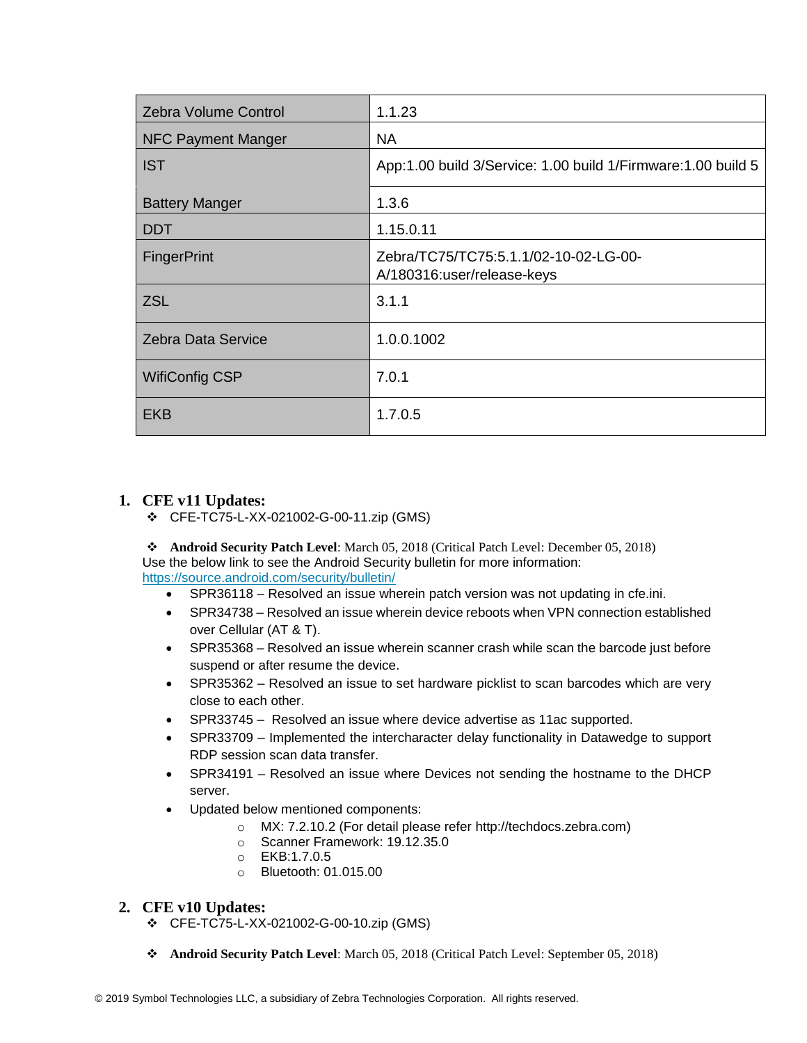| Zebra Volume Control | 1.1.23 |
|---|---|
| NFC Payment Manger | NA |
| IST | App:1.00 build 3/Service: 1.00 build 1/Firmware:1.00 build 5 |
| Battery Manger | 1.3.6 |
| DDT | 1.15.0.11 |
| FingerPrint | Zebra/TC75/TC75:5.1.1/02-10-02-LG-00-A/180316:user/release-keys |
| ZSL | 3.1.1 |
| Zebra Data Service | 1.0.0.1002 |
| WifiConfig CSP | 7.0.1 |
| EKB | 1.7.0.5 |

1. **CFE v11 Updates:**

❖ CFE-TC75-L-XX-021002-G-00-11.zip (GMS)

❖ **Android Security Patch Level**: March 05, 2018 (Critical Patch Level: December 05, 2018)
Use the below link to see the Android Security bulletin for more information: https://source.android.com/security/bulletin/

- SPR36118 – Resolved an issue wherein patch version was not updating in cfe.ini.
- SPR34738 – Resolved an issue wherein device reboots when VPN connection established over Cellular (AT & T).
- SPR35368 – Resolved an issue wherein scanner crash while scan the barcode just before suspend or after resume the device.
- SPR35362 – Resolved an issue to set hardware picklist to scan barcodes which are very close to each other.
- SPR33745 – Resolved an issue where device advertise as 11ac supported.
- SPR33709 – Implemented the intercharacter delay functionality in Datawedge to support RDP session scan data transfer.
- SPR34191 – Resolved an issue where Devices not sending the hostname to the DHCP server.
- Updated below mentioned components:
  - MX: 7.2.10.2 (For detail please refer http://techdocs.zebra.com)
  - Scanner Framework: 19.12.35.0
  - EKB:1.7.0.5
  - Bluetooth: 01.015.00

2. **CFE v10 Updates:**

❖ CFE-TC75-L-XX-021002-G-00-10.zip (GMS)

❖ **Android Security Patch Level**: March 05, 2018 (Critical Patch Level: September 05, 2018)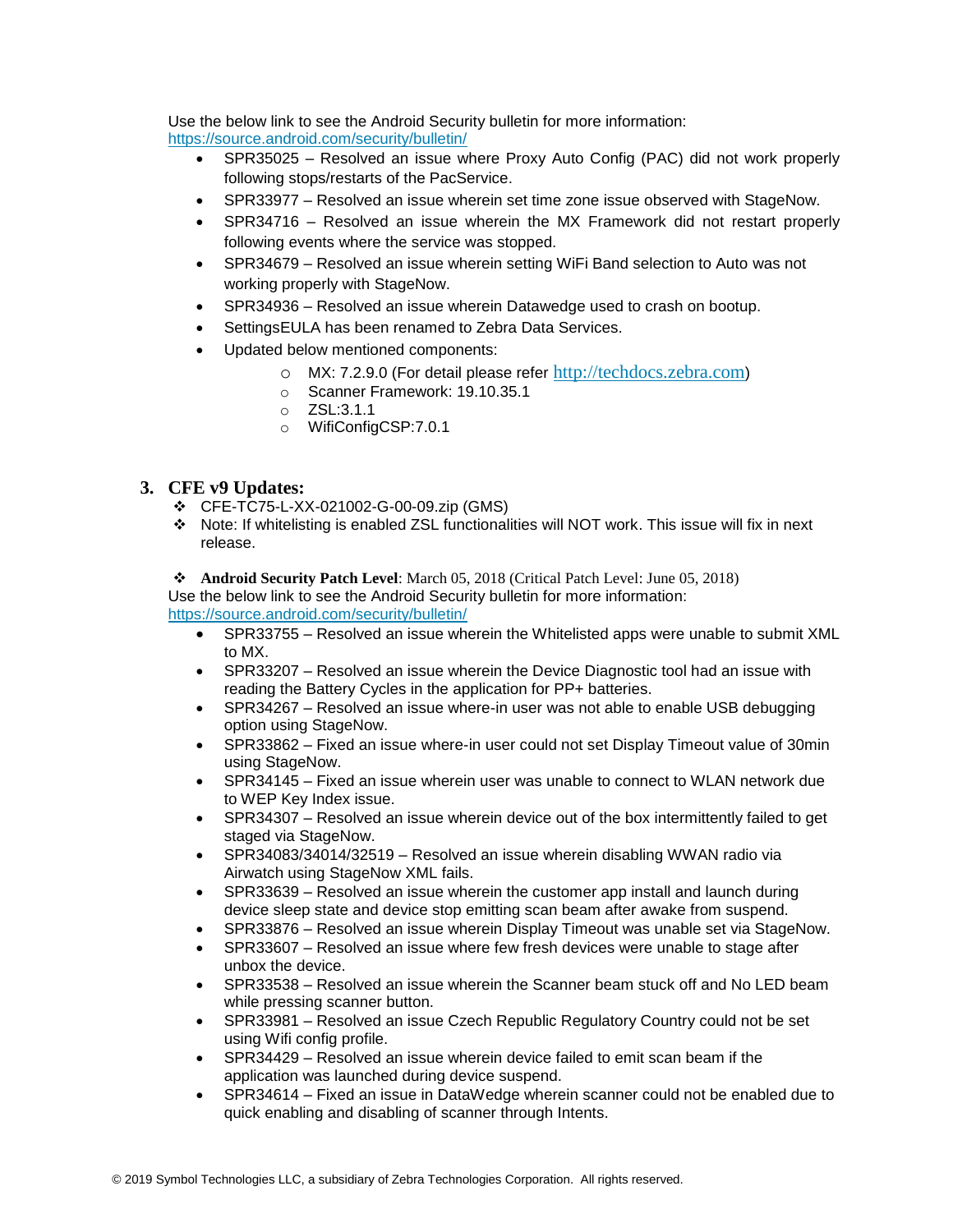Use the below link to see the Android Security bulletin for more information: https://source.android.com/security/bulletin/

- SPR35025 – Resolved an issue where Proxy Auto Config (PAC) did not work properly following stops/restarts of the PacService.
- SPR33977 – Resolved an issue wherein set time zone issue observed with StageNow.
- SPR34716 – Resolved an issue wherein the MX Framework did not restart properly following events where the service was stopped.
- SPR34679 – Resolved an issue wherein setting WiFi Band selection to Auto was not working properly with StageNow.
- SPR34936 – Resolved an issue wherein Datawedge used to crash on bootup.
- SettingsEULA has been renamed to Zebra Data Services.
- Updated below mentioned components:
    - MX: 7.2.9.0 (For detail please refer http://techdocs.zebra.com)
    - Scanner Framework: 19.10.35.1
    - ZSL:3.1.1
    - WifiConfigCSP:7.0.1

## 3. CFE v9 Updates:

- CFE-TC75-L-XX-021002-G-00-09.zip (GMS)
- Note: If whitelisting is enabled ZSL functionalities will NOT work. This issue will fix in next release.

- **Android Security Patch Level**: March 05, 2018 (Critical Patch Level: June 05, 2018)

Use the below link to see the Android Security bulletin for more information: https://source.android.com/security/bulletin/

- SPR33755 – Resolved an issue wherein the Whitelisted apps were unable to submit XML to MX.
- SPR33207 – Resolved an issue wherein the Device Diagnostic tool had an issue with reading the Battery Cycles in the application for PP+ batteries.
- SPR34267 – Resolved an issue where-in user was not able to enable USB debugging option using StageNow.
- SPR33862 – Fixed an issue where-in user could not set Display Timeout value of 30min using StageNow.
- SPR34145 – Fixed an issue wherein user was unable to connect to WLAN network due to WEP Key Index issue.
- SPR34307 – Resolved an issue wherein device out of the box intermittently failed to get staged via StageNow.
- SPR34083/34014/32519 – Resolved an issue wherein disabling WWAN radio via Airwatch using StageNow XML fails.
- SPR33639 – Resolved an issue wherein the customer app install and launch during device sleep state and device stop emitting scan beam after awake from suspend.
- SPR33876 – Resolved an issue wherein Display Timeout was unable set via StageNow.
- SPR33607 – Resolved an issue where few fresh devices were unable to stage after unbox the device.
- SPR33538 – Resolved an issue wherein the Scanner beam stuck off and No LED beam while pressing scanner button.
- SPR33981 – Resolved an issue Czech Republic Regulatory Country could not be set using Wifi config profile.
- SPR34429 – Resolved an issue wherein device failed to emit scan beam if the application was launched during device suspend.
- SPR34614 – Fixed an issue in DataWedge wherein scanner could not be enabled due to quick enabling and disabling of scanner through Intents.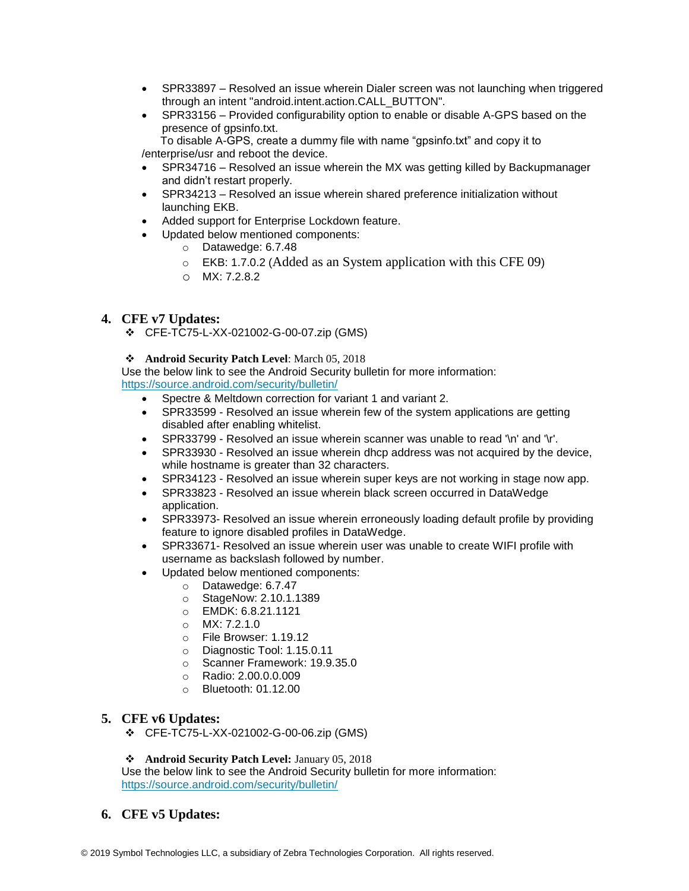- SPR33897 – Resolved an issue wherein Dialer screen was not launching when triggered through an intent "android.intent.action.CALL_BUTTON".
- SPR33156 – Provided configurability option to enable or disable A-GPS based on the presence of gpsinfo.txt.

  To disable A-GPS, create a dummy file with name “gpsinfo.txt” and copy it to /enterprise/usr and reboot the device.
- SPR34716 – Resolved an issue wherein the MX was getting killed by Backupmanager and didn’t restart properly.
- SPR34213 – Resolved an issue wherein shared preference initialization without launching EKB.
- Added support for Enterprise Lockdown feature.
- Updated below mentioned components:
  - Datawedge: 6.7.48
  - EKB: 1.7.0.2 (Added as an System application with this CFE 09)
  - MX: 7.2.8.2

## 4. CFE v7 Updates:

- CFE-TC75-L-XX-021002-G-00-07.zip (GMS)

- **Android Security Patch Level**: March 05, 2018

Use the below link to see the Android Security bulletin for more information: https://source.android.com/security/bulletin/

- Spectre & Meltdown correction for variant 1 and variant 2.
- SPR33599 - Resolved an issue wherein few of the system applications are getting disabled after enabling whitelist.
- SPR33799 - Resolved an issue wherein scanner was unable to read '\n' and '\r'.
- SPR33930 - Resolved an issue wherein dhcp address was not acquired by the device, while hostname is greater than 32 characters.
- SPR34123 - Resolved an issue wherein super keys are not working in stage now app.
- SPR33823 - Resolved an issue wherein black screen occurred in DataWedge application.
- SPR33973- Resolved an issue wherein erroneously loading default profile by providing feature to ignore disabled profiles in DataWedge.
- SPR33671- Resolved an issue wherein user was unable to create WIFI profile with username as backslash followed by number.
- Updated below mentioned components:
  - Datawedge: 6.7.47
  - StageNow: 2.10.1.1389
  - EMDK: 6.8.21.1121
  - MX: 7.2.1.0
  - File Browser: 1.19.12
  - Diagnostic Tool: 1.15.0.11
  - Scanner Framework: 19.9.35.0
  - Radio: 2.00.0.0.009
  - Bluetooth: 01.12.00

## 5. CFE v6 Updates:

- CFE-TC75-L-XX-021002-G-00-06.zip (GMS)

- **Android Security Patch Level:** January 05, 2018

Use the below link to see the Android Security bulletin for more information: https://source.android.com/security/bulletin/

## 6. CFE v5 Updates: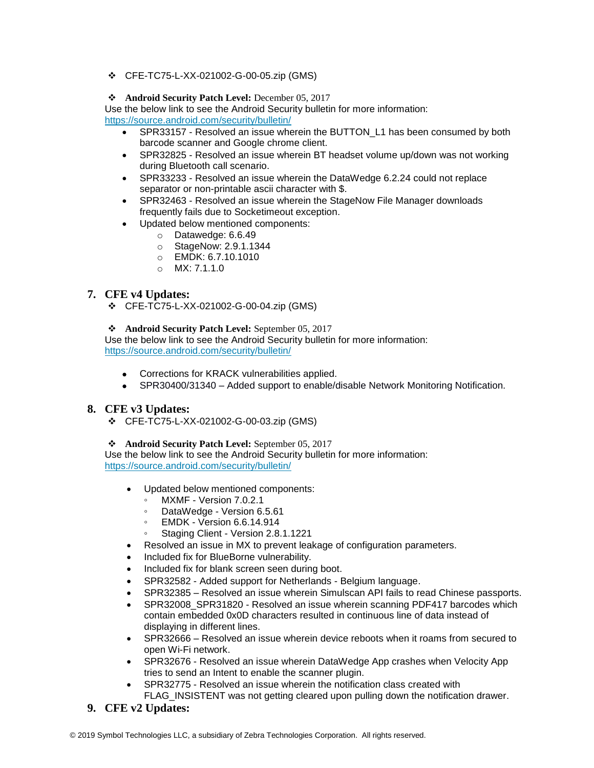- ❖ CFE-TC75-L-XX-021002-G-00-05.zip (GMS)

- ❖ **Android Security Patch Level:** December 05, 2017

Use the below link to see the Android Security bulletin for more information: https://source.android.com/security/bulletin/

- SPR33157 - Resolved an issue wherein the BUTTON_L1 has been consumed by both barcode scanner and Google chrome client.
- SPR32825 - Resolved an issue wherein BT headset volume up/down was not working during Bluetooth call scenario.
- SPR33233 - Resolved an issue wherein the DataWedge 6.2.24 could not replace separator or non-printable ascii character with $.
- SPR32463 - Resolved an issue wherein the StageNow File Manager downloads frequently fails due to Socketimeout exception.
- Updated below mentioned components:
    - Datawedge: 6.6.49
    - StageNow: 2.9.1.1344
    - EMDK: 6.7.10.1010
    - MX: 7.1.1.0

## 7. CFE v4 Updates:

- ❖ CFE-TC75-L-XX-021002-G-00-04.zip (GMS)

- ❖ **Android Security Patch Level:** September 05, 2017

Use the below link to see the Android Security bulletin for more information: https://source.android.com/security/bulletin/

- Corrections for KRACK vulnerabilities applied.
- SPR30400/31340 – Added support to enable/disable Network Monitoring Notification.

## 8. CFE v3 Updates:

- ❖ CFE-TC75-L-XX-021002-G-00-03.zip (GMS)

- ❖ **Android Security Patch Level:** September 05, 2017

Use the below link to see the Android Security bulletin for more information: https://source.android.com/security/bulletin/

- Updated below mentioned components:
    - MXMF - Version 7.0.2.1
    - DataWedge - Version 6.5.61
    - EMDK - Version 6.6.14.914
    - Staging Client - Version 2.8.1.1221
- Resolved an issue in MX to prevent leakage of configuration parameters.
- Included fix for BlueBorne vulnerability.
- Included fix for blank screen seen during boot.
- SPR32582 - Added support for Netherlands - Belgium language.
- SPR32385 – Resolved an issue wherein Simulscan API fails to read Chinese passports.
- SPR32008_SPR31820 - Resolved an issue wherein scanning PDF417 barcodes which contain embedded 0x0D characters resulted in continuous line of data instead of displaying in different lines.
- SPR32666 – Resolved an issue wherein device reboots when it roams from secured to open Wi-Fi network.
- SPR32676 - Resolved an issue wherein DataWedge App crashes when Velocity App tries to send an Intent to enable the scanner plugin.
- SPR32775 - Resolved an issue wherein the notification class created with FLAG_INSISTENT was not getting cleared upon pulling down the notification drawer.

## 9. CFE v2 Updates: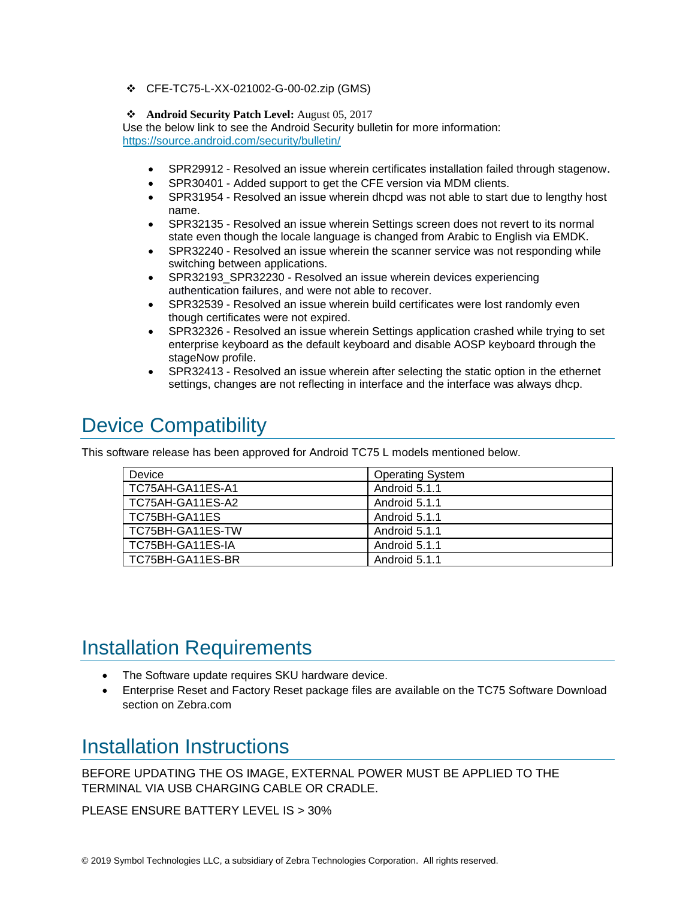- CFE-TC75-L-XX-021002-G-00-02.zip (GMS)

- **Android Security Patch Level:** August 05, 2017

Use the below link to see the Android Security bulletin for more information: https://source.android.com/security/bulletin/

  - SPR29912 - Resolved an issue wherein certificates installation failed through stagenow.
  - SPR30401 - Added support to get the CFE version via MDM clients.
  - SPR31954 - Resolved an issue wherein dhcpd was not able to start due to lengthy host name.
  - SPR32135 - Resolved an issue wherein Settings screen does not revert to its normal state even though the locale language is changed from Arabic to English via EMDK.
  - SPR32240 - Resolved an issue wherein the scanner service was not responding while switching between applications.
  - SPR32193_SPR32230 - Resolved an issue wherein devices experiencing authentication failures, and were not able to recover.
  - SPR32539 - Resolved an issue wherein build certificates were lost randomly even though certificates were not expired.
  - SPR32326 - Resolved an issue wherein Settings application crashed while trying to set enterprise keyboard as the default keyboard and disable AOSP keyboard through the stageNow profile.
  - SPR32413 - Resolved an issue wherein after selecting the static option in the ethernet settings, changes are not reflecting in interface and the interface was always dhcp.

# Device Compatibility

This software release has been approved for Android TC75 L models mentioned below.

| Device | Operating System |
|---|---|
| TC75AH-GA11ES-A1 | Android 5.1.1 |
| TC75AH-GA11ES-A2 | Android 5.1.1 |
| TC75BH-GA11ES | Android 5.1.1 |
| TC75BH-GA11ES-TW | Android 5.1.1 |
| TC75BH-GA11ES-IA | Android 5.1.1 |
| TC75BH-GA11ES-BR | Android 5.1.1 |

# Installation Requirements

- The Software update requires SKU hardware device.
- Enterprise Reset and Factory Reset package files are available on the TC75 Software Download section on Zebra.com

# Installation Instructions

BEFORE UPDATING THE OS IMAGE, EXTERNAL POWER MUST BE APPLIED TO THE TERMINAL VIA USB CHARGING CABLE OR CRADLE.

PLEASE ENSURE BATTERY LEVEL IS > 30%

© 2019 Symbol Technologies LLC, a subsidiary of Zebra Technologies Corporation. All rights reserved.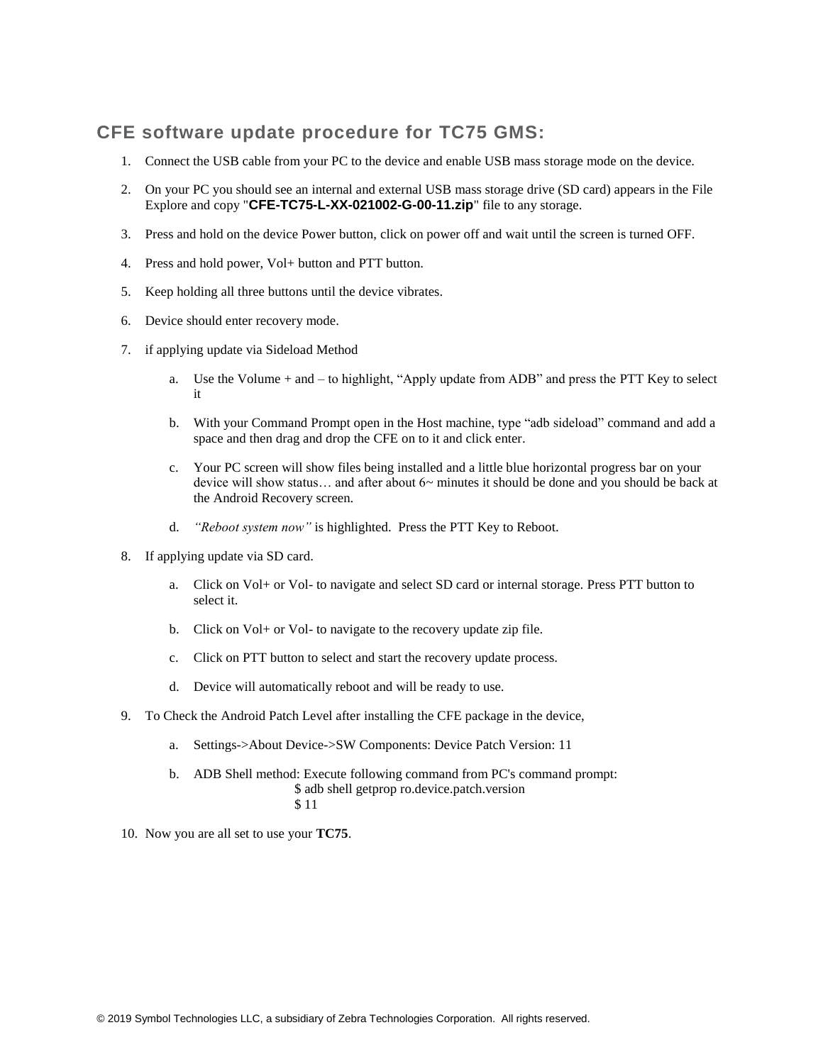## CFE software update procedure for TC75 GMS:

1. Connect the USB cable from your PC to the device and enable USB mass storage mode on the device.
2. On your PC you should see an internal and external USB mass storage drive (SD card) appears in the File Explore and copy "**CFE-TC75-L-XX-021002-G-00-11.zip**" file to any storage.
3. Press and hold on the device Power button, click on power off and wait until the screen is turned OFF.
4. Press and hold power, Vol+ button and PTT button.
5. Keep holding all three buttons until the device vibrates.
6. Device should enter recovery mode.
7. if applying update via Sideload Method
   a. Use the Volume + and – to highlight, “Apply update from ADB” and press the PTT Key to select it
   b. With your Command Prompt open in the Host machine, type “adb sideload” command and add a space and then drag and drop the CFE on to it and click enter.
   c. Your PC screen will show files being installed and a little blue horizontal progress bar on your device will show status… and after about 6~ minutes it should be done and you should be back at the Android Recovery screen.
   d. *“Reboot system now”* is highlighted. Press the PTT Key to Reboot.
8. If applying update via SD card.
   a. Click on Vol+ or Vol- to navigate and select SD card or internal storage. Press PTT button to select it.
   b. Click on Vol+ or Vol- to navigate to the recovery update zip file.
   c. Click on PTT button to select and start the recovery update process.
   d. Device will automatically reboot and will be ready to use.
9. To Check the Android Patch Level after installing the CFE package in the device,
   a. Settings->About Device->SW Components: Device Patch Version: 11
   b. ADB Shell method: Execute following command from PC's command prompt:
      $ adb shell getprop ro.device.patch.version
      $ 11
10. Now you are all set to use your **TC75**.

© 2019 Symbol Technologies LLC, a subsidiary of Zebra Technologies Corporation. All rights reserved.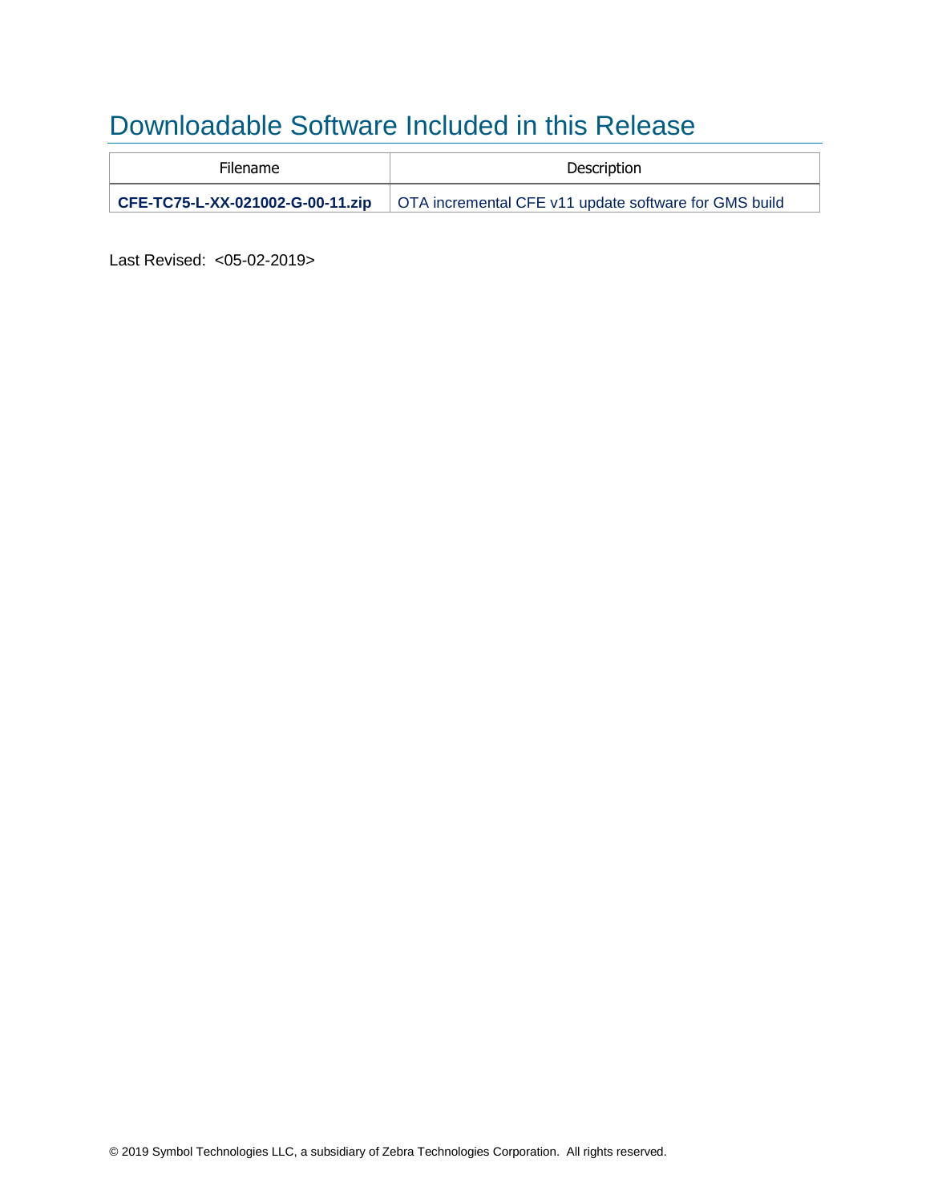# Downloadable Software Included in this Release

| Filename | Description |
| --- | --- |
| **CFE-TC75-L-XX-021002-G-00-11.zip** | OTA incremental CFE v11 update software for GMS build |

Last Revised: <05-02-2019>

© 2019 Symbol Technologies LLC, a subsidiary of Zebra Technologies Corporation. All rights reserved.